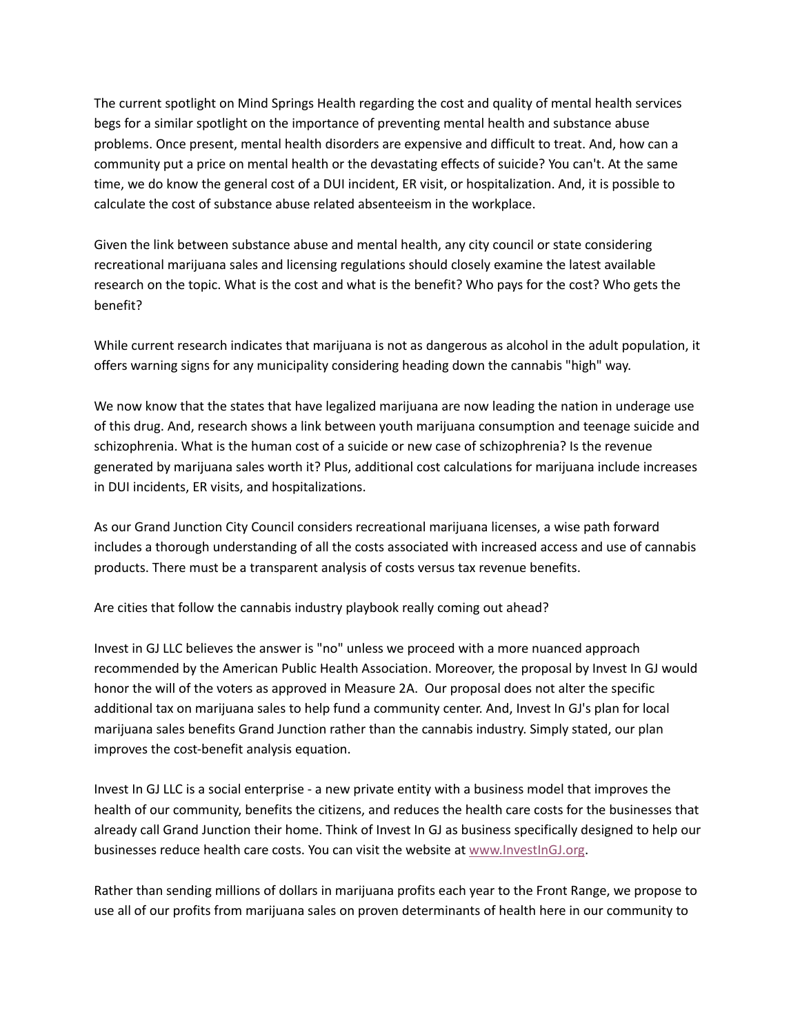The current spotlight on Mind Springs Health regarding the cost and quality of mental health services begs for a similar spotlight on the importance of preventing mental health and substance abuse problems. Once present, mental health disorders are expensive and difficult to treat. And, how can a community put a price on mental health or the devastating effects of suicide? You can't. At the same time, we do know the general cost of a DUI incident, ER visit, or hospitalization. And, it is possible to calculate the cost of substance abuse related absenteeism in the workplace.

Given the link between substance abuse and mental health, any city council or state considering recreational marijuana sales and licensing regulations should closely examine the latest available research on the topic. What is the cost and what is the benefit? Who pays for the cost? Who gets the benefit?

While current research indicates that marijuana is not as dangerous as alcohol in the adult population, it offers warning signs for any municipality considering heading down the cannabis "high" way.

We now know that the states that have legalized marijuana are now leading the nation in underage use of this drug. And, research shows a link between youth marijuana consumption and teenage suicide and schizophrenia. What is the human cost of a suicide or new case of schizophrenia? Is the revenue generated by marijuana sales worth it? Plus, additional cost calculations for marijuana include increases in DUI incidents, ER visits, and hospitalizations.

As our Grand Junction City Council considers recreational marijuana licenses, a wise path forward includes a thorough understanding of all the costs associated with increased access and use of cannabis products. There must be a transparent analysis of costs versus tax revenue benefits.

Are cities that follow the cannabis industry playbook really coming out ahead?

Invest in GJ LLC believes the answer is "no" unless we proceed with a more nuanced approach recommended by the American Public Health Association. Moreover, the proposal by Invest In GJ would honor the will of the voters as approved in Measure 2A. Our proposal does not alter the specific additional tax on marijuana sales to help fund a community center. And, Invest In GJ's plan for local marijuana sales benefits Grand Junction rather than the cannabis industry. Simply stated, our plan improves the cost-benefit analysis equation.

Invest In GJ LLC is a social enterprise - a new private entity with a business model that improves the health of our community, benefits the citizens, and reduces the health care costs for the businesses that already call Grand Junction their home. Think of Invest In GJ as business specifically designed to help our businesses reduce health care costs. You can visit the website at [www.InvestInGJ.org](http://www.InvestInGJ.org).

Rather than sending millions of dollars in marijuana profits each year to the Front Range, we propose to use all of our profits from marijuana sales on proven determinants of health here in our community to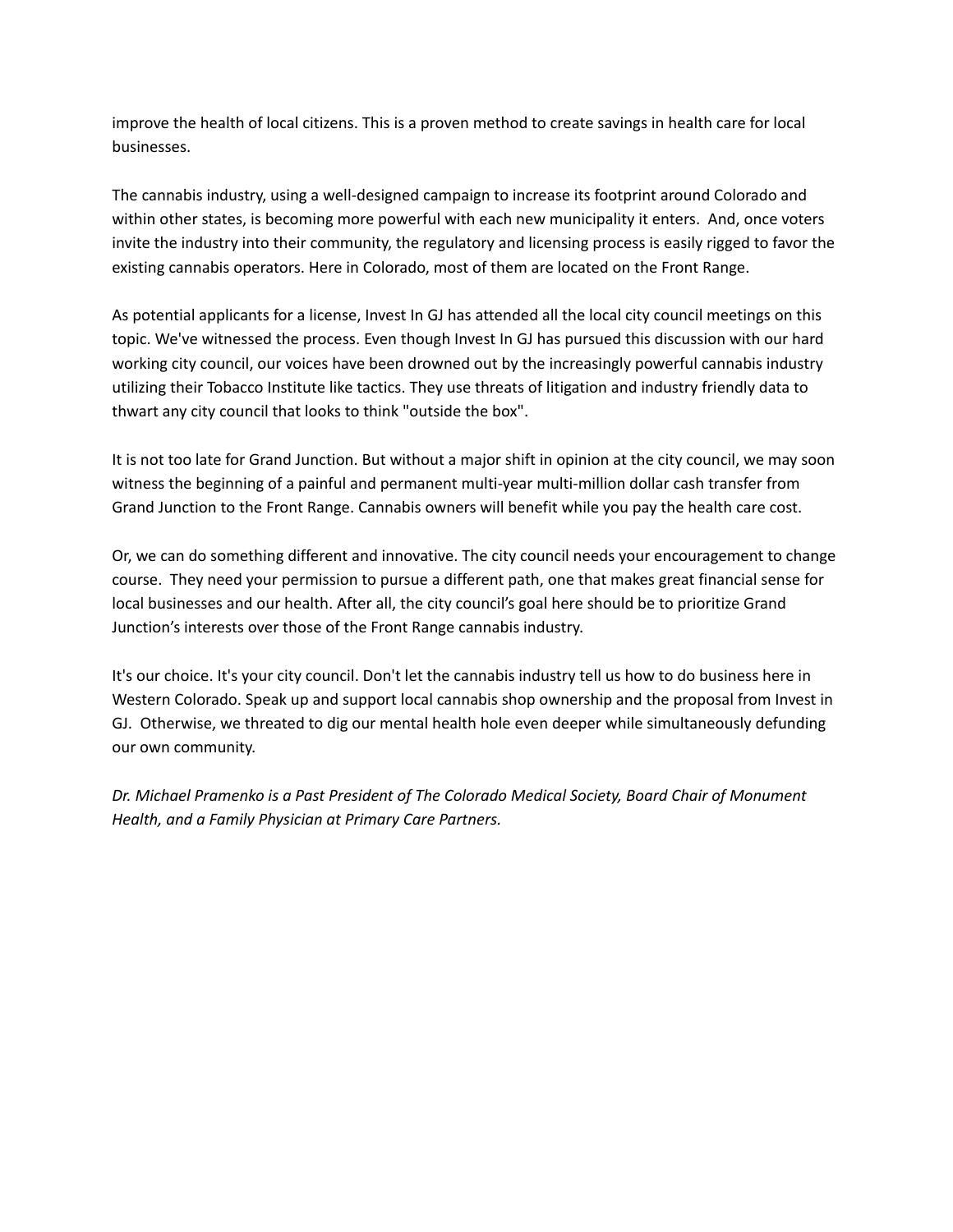improve the health of local citizens. This is a proven method to create savings in health care for local businesses.

The cannabis industry, using a well-designed campaign to increase its footprint around Colorado and within other states, is becoming more powerful with each new municipality it enters. And, once voters invite the industry into their community, the regulatory and licensing process is easily rigged to favor the existing cannabis operators. Here in Colorado, most of them are located on the Front Range.

As potential applicants for a license, Invest In GJ has attended all the local city council meetings on this topic. We've witnessed the process. Even though Invest In GJ has pursued this discussion with our hard working city council, our voices have been drowned out by the increasingly powerful cannabis industry utilizing their Tobacco Institute like tactics. They use threats of litigation and industry friendly data to thwart any city council that looks to think "outside the box".

It is not too late for Grand Junction. But without a major shift in opinion at the city council, we may soon witness the beginning of a painful and permanent multi-year multi-million dollar cash transfer from Grand Junction to the Front Range. Cannabis owners will benefit while you pay the health care cost.

Or, we can do something different and innovative. The city council needs your encouragement to change course. They need your permission to pursue a different path, one that makes great financial sense for local businesses and our health. After all, the city council's goal here should be to prioritize Grand Junction's interests over those of the Front Range cannabis industry.

It's our choice. It's your city council. Don't let the cannabis industry tell us how to do business here in Western Colorado. Speak up and support local cannabis shop ownership and the proposal from Invest in GJ. Otherwise, we threated to dig our mental health hole even deeper while simultaneously defunding our own community.

*Dr. Michael Pramenko is a Past President of The Colorado Medical Society, Board Chair of Monument Health, and a Family Physician at Primary Care Partners.*